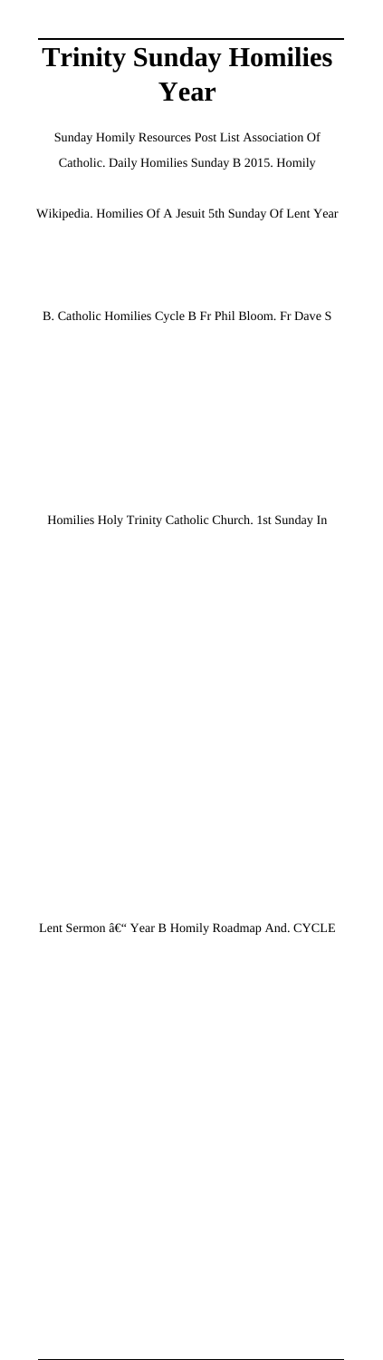# Trinity Sunday Homilies Year

Sunday Homily Resources Post List Association Of Catholic. Daily Homilies Sunday B 2015. Homily Wikipedia. Homilies Of A Jesuit 5th Sunday Of Lent Year B. Catholic Homilies Cycle B Fr Phil Bloom. Fr Dave S Homilies Holy Trinity Catholic Church. 1st Sunday In Lent Sermon â€“ Year B Homily Roadmap And. CYCLE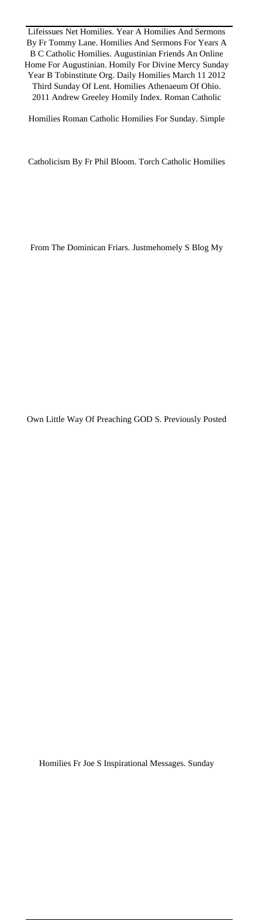Lifeissues Net Homilies. Year A Homilies And Sermons By Fr Tommy Lane. Homilies And Sermons For Years A B C Catholic Homilies. Augustinian Friends An Online Home For Augustinian. Homily For Divine Mercy Sunday Year B Tobinstitute Org. Daily Homilies March 11 2012 Third Sunday Of Lent. Homilies Athenaeum Of Ohio. 2011 Andrew Greeley Homily Index. Roman Catholic Homilies Roman Catholic Homilies For Sunday. Simple Catholicism By Fr Phil Bloom. Torch Catholic Homilies From The Dominican Friars. Justmehomely S Blog My Own Little Way Of Preaching GOD S. Previously Posted Homilies Fr Joe S Inspirational Messages. Sunday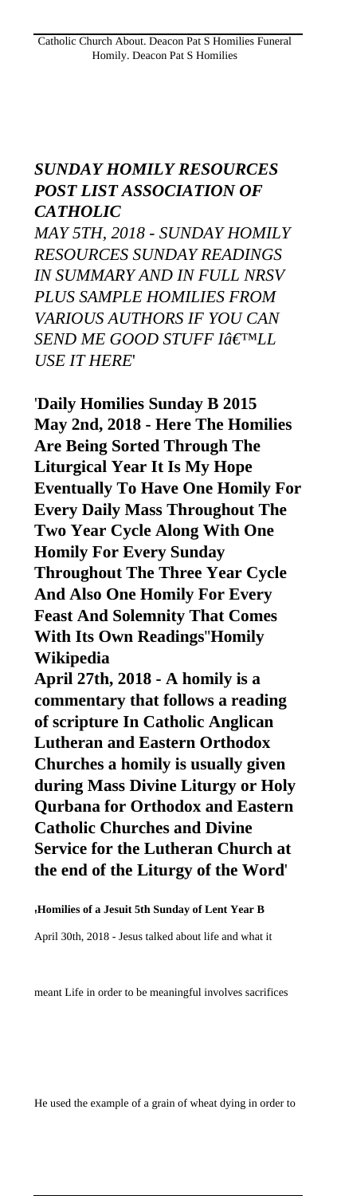Catholic Church About. Deacon Pat S Homilies Funeral Homily. Deacon Pat S Homilies

***SUNDAY HOMILY RESOURCES POST LIST ASSOCIATION OF CATHOLIC***

*MAY 5TH, 2018 - SUNDAY HOMILY RESOURCES SUNDAY READINGS IN SUMMARY AND IN FULL NRSV PLUS SAMPLE HOMILIES FROM VARIOUS AUTHORS IF YOU CAN SEND ME GOOD STUFF Iâ€™LL USE IT HERE*'

'**Daily Homilies Sunday B 2015**

**May 2nd, 2018 - Here The Homilies Are Being Sorted Through The Liturgical Year It Is My Hope Eventually To Have One Homily For Every Daily Mass Throughout The Two Year Cycle Along With One Homily For Every Sunday Throughout The Three Year Cycle And Also One Homily For Every Feast And Solemnity That Comes With Its Own Readings**''**Homily Wikipedia**

**April 27th, 2018 - A homily is a commentary that follows a reading of scripture In Catholic Anglican Lutheran and Eastern Orthodox Churches a homily is usually given during Mass Divine Liturgy or Holy Qurbana for Orthodox and Eastern Catholic Churches and Divine Service for the Lutheran Church at the end of the Liturgy of the Word**'

'**Homilies of a Jesuit 5th Sunday of Lent Year B**

April 30th, 2018 - Jesus talked about life and what it meant Life in order to be meaningful involves sacrifices He used the example of a grain of wheat dying in order to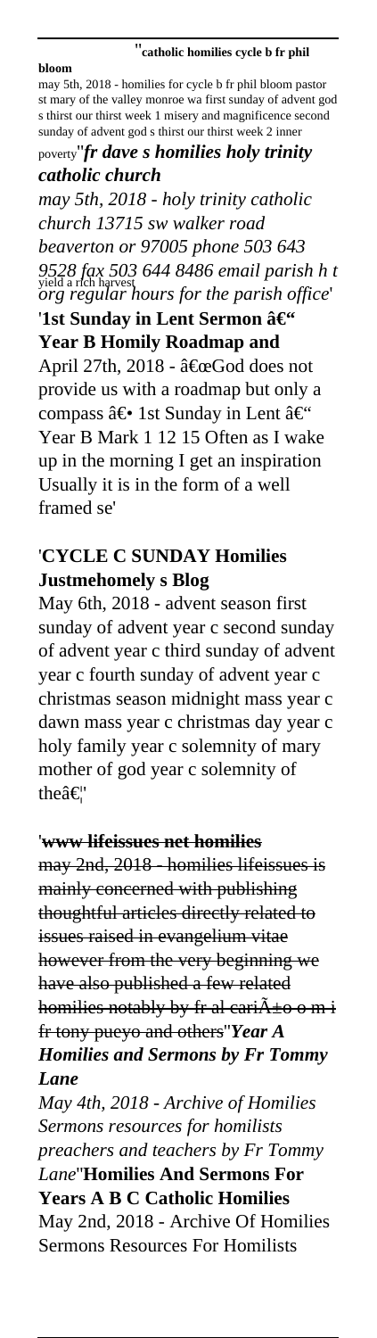''**catholic homilies cycle b fr phil bloom**

may 5th, 2018 - homilies for cycle b fr phil bloom pastor st mary of the valley monroe wa first sunday of advent god s thirst our thirst week 1 misery and magnificence second sunday of advent god s thirst our thirst week 2 inner poverty''***fr dave s homilies holy trinity catholic church***

*may 5th, 2018 - holy trinity catholic church 13715 sw walker road beaverton or 97005 phone 503 643 9528 fax 503 644 8486 email parish h t yield a rich harvest org regular hours for the parish office*'

'**1st Sunday in Lent Sermon â€" Year B Homily Roadmap and**

April 27th, 2018 - â€œGod does not provide us with a roadmap but only a compass â€• 1st Sunday in Lent â€" Year B Mark 1 12 15 Often as I wake up in the morning I get an inspiration Usually it is in the form of a well framed se'

'**CYCLE C SUNDAY Homilies Justmehomely s Blog**

May 6th, 2018 - advent season first sunday of advent year c second sunday of advent year c third sunday of advent year c fourth sunday of advent year c christmas season midnight mass year c dawn mass year c christmas day year c holy family year c solemnity of mary mother of god year c solemnity of theâ€¦'

'~~**www lifeissues net homilies**~~

~~may 2nd, 2018 - homilies lifeissues is mainly concerned with publishing thoughtful articles directly related to issues raised in evangelium vitae however from the very beginning we have also published a few related homilies notably by fr al cariÃ±o o m i fr tony pueyo and others~~''***Year A Homilies and Sermons by Fr Tommy Lane***

*May 4th, 2018 - Archive of Homilies Sermons resources for homilists preachers and teachers by Fr Tommy Lane*''**Homilies And Sermons For Years A B C Catholic Homilies**

May 2nd, 2018 - Archive Of Homilies Sermons Resources For Homilists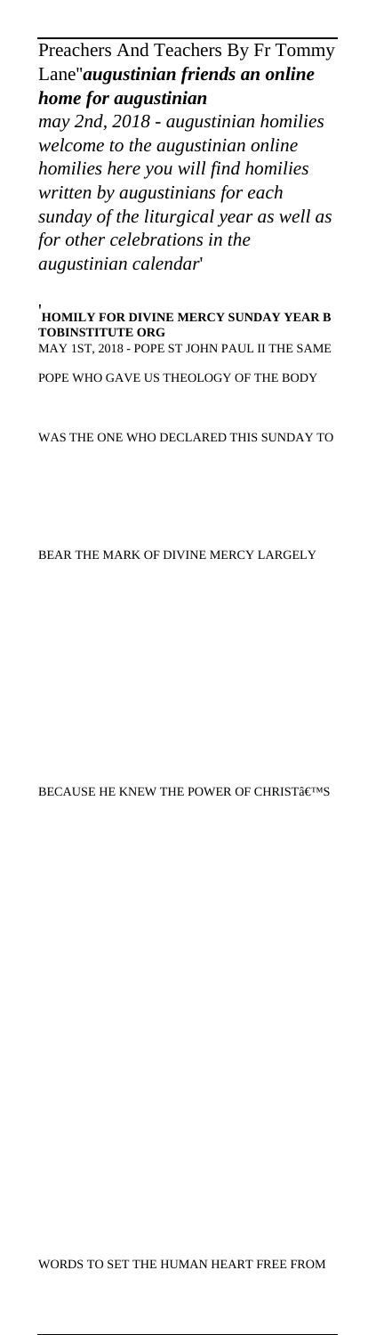Preachers And Teachers By Fr Tommy Lane''***augustinian friends an online home for augustinian***

*may 2nd, 2018 - augustinian homilies welcome to the augustinian online homilies here you will find homilies written by augustinians for each sunday of the liturgical year as well as for other celebrations in the augustinian calendar*'

'**HOMILY FOR DIVINE MERCY SUNDAY YEAR B TOBINSTITUTE ORG**

MAY 1ST, 2018 - POPE ST JOHN PAUL II THE SAME POPE WHO GAVE US THEOLOGY OF THE BODY WAS THE ONE WHO DECLARED THIS SUNDAY TO BEAR THE MARK OF DIVINE MERCY LARGELY BECAUSE HE KNEW THE POWER OF CHRISTâ€™S WORDS TO SET THE HUMAN HEART FREE FROM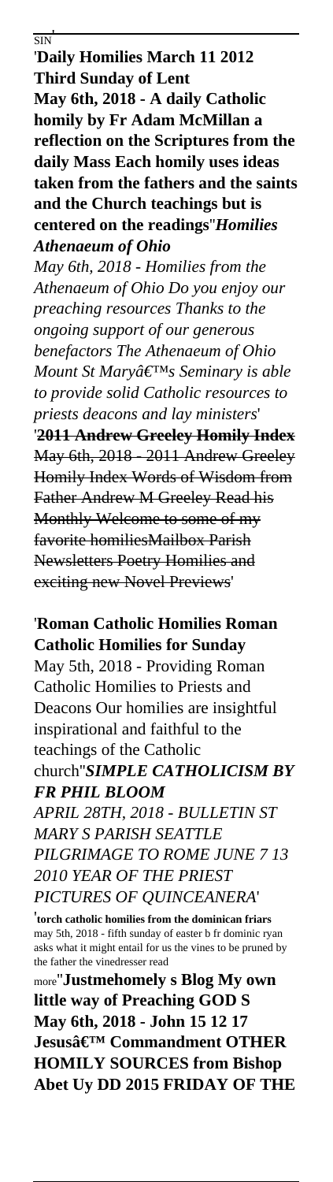SIN'

'**Daily Homilies March 11 2012 Third Sunday of Lent**
**May 6th, 2018 - A daily Catholic homily by Fr Adam McMillan a reflection on the Scriptures from the daily Mass Each homily uses ideas taken from the fathers and the saints and the Church teachings but is centered on the readings**''***Homilies Athenaeum of Ohio***

*May 6th, 2018 - Homilies from the Athenaeum of Ohio Do you enjoy our preaching resources Thanks to the ongoing support of our generous benefactors The Athenaeum of Ohio Mount St Mary's Seminary is able to provide solid Catholic resources to priests deacons and lay ministers*'

'~~**2011 Andrew Greeley Homily Index**~~
~~May 6th, 2018 - 2011 Andrew Greeley Homily Index Words of Wisdom from Father Andrew M Greeley Read his Monthly Welcome to some of my favorite homiliesMailbox Parish Newsletters Poetry Homilies and exciting new Novel Previews~~'

'**Roman Catholic Homilies Roman Catholic Homilies for Sunday**
May 5th, 2018 - Providing Roman Catholic Homilies to Priests and Deacons Our homilies are insightful inspirational and faithful to the teachings of the Catholic church''***SIMPLE CATHOLICISM BY FR PHIL BLOOM***

*APRIL 28TH, 2018 - BULLETIN ST MARY S PARISH SEATTLE PILGRIMAGE TO ROME JUNE 7 13 2010 YEAR OF THE PRIEST PICTURES OF QUINCEANERA*'

'**torch catholic homilies from the dominican friars**
may 5th, 2018 - fifth sunday of easter b fr dominic ryan asks what it might entail for us the vines to be pruned by the father the vinedresser read more''**Justmehomely s Blog My own little way of Preaching GOD S**
**May 6th, 2018 - John 15 12 17 Jesus' Commandment OTHER HOMILY SOURCES from Bishop Abet Uy DD 2015 FRIDAY OF THE**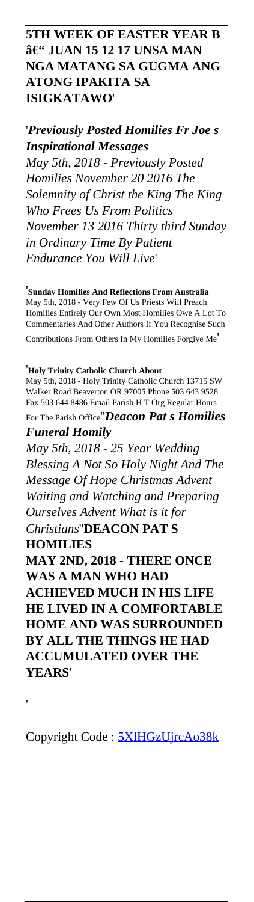**5TH WEEK OF EASTER YEAR B â€“ JUAN 15 12 17 UNSA MAN NGA MATANG SA GUGMA ANG ATONG IPAKITA SA ISIGKATAWO**'

'*Previously Posted Homilies Fr Joe s Inspirational Messages*

*May 5th, 2018 - Previously Posted Homilies November 20 2016 The Solemnity of Christ the King The King Who Frees Us From Politics November 13 2016 Thirty third Sunday in Ordinary Time By Patient Endurance You Will Live*'

'**Sunday Homilies And Reflections From Australia**
May 5th, 2018 - Very Few Of Us Priests Will Preach Homilies Entirely Our Own Most Homilies Owe A Lot To Commentaries And Other Authors If You Recognise Such Contributions From Others In My Homilies Forgive Me'

'**Holy Trinity Catholic Church About**
May 5th, 2018 - Holy Trinity Catholic Church 13715 SW Walker Road Beaverton OR 97005 Phone 503 643 9528 Fax 503 644 8486 Email Parish H T Org Regular Hours For The Parish Office''***Deacon Pat s Homilies Funeral Homily***

*May 5th, 2018 - 25 Year Wedding Blessing A Not So Holy Night And The Message Of Hope Christmas Advent Waiting and Watching and Preparing Ourselves Advent What is it for Christians*''**DEACON PAT S HOMILIES**

**MAY 2ND, 2018 - THERE ONCE WAS A MAN WHO HAD ACHIEVED MUCH IN HIS LIFE HE LIVED IN A COMFORTABLE HOME AND WAS SURROUNDED BY ALL THE THINGS HE HAD ACCUMULATED OVER THE YEARS**'

'

Copyright Code : 5XlHGzUjrcAo38k